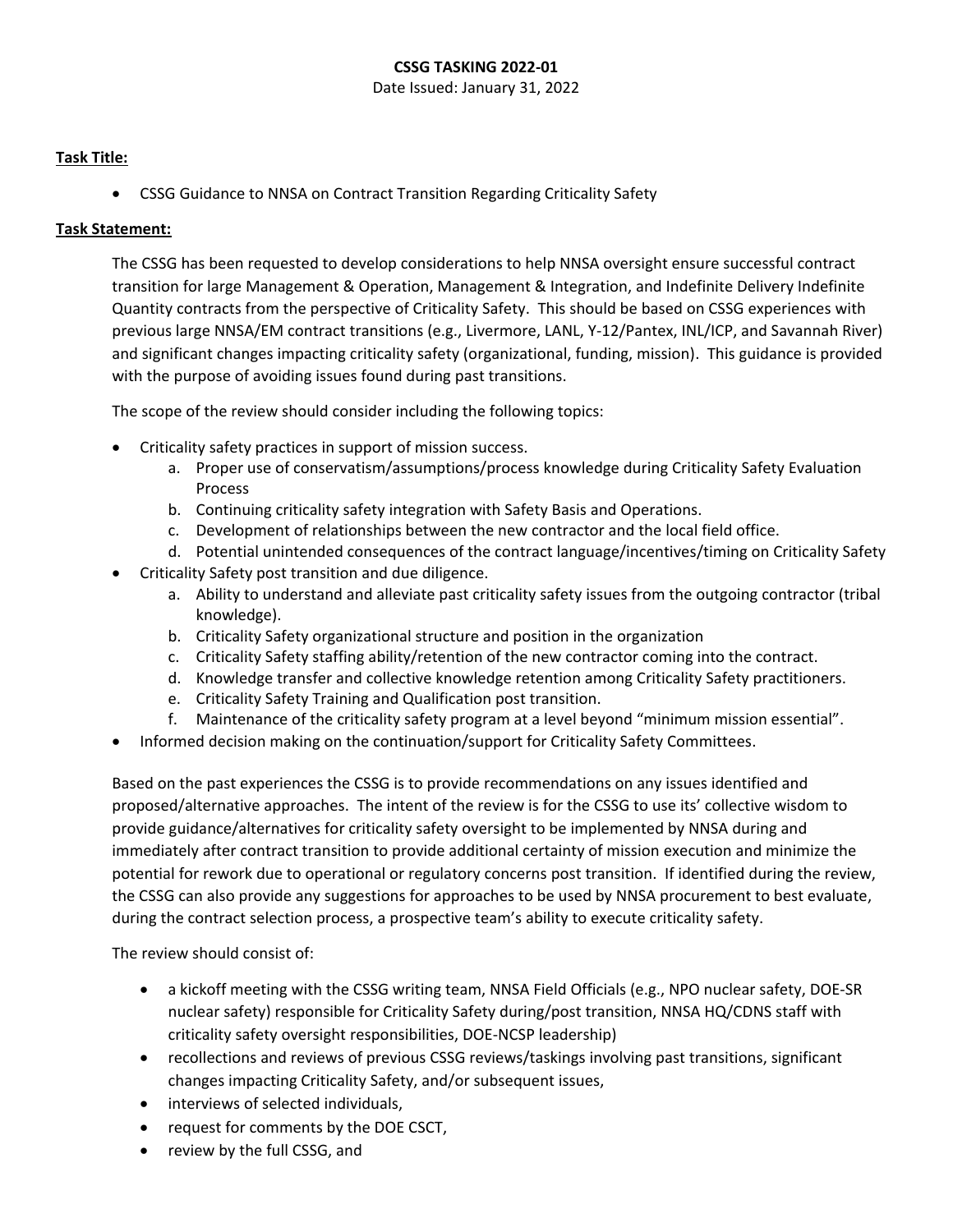**CSSG TASKING 2022-01**

Date Issued: January 31, 2022

**Task Title:**

- CSSG Guidance to NNSA on Contract Transition Regarding Criticality Safety

**Task Statement:**

The CSSG has been requested to develop considerations to help NNSA oversight ensure successful contract transition for large Management & Operation, Management & Integration, and Indefinite Delivery Indefinite Quantity contracts from the perspective of Criticality Safety. This should be based on CSSG experiences with previous large NNSA/EM contract transitions (e.g., Livermore, LANL, Y-12/Pantex, INL/ICP, and Savannah River) and significant changes impacting criticality safety (organizational, funding, mission). This guidance is provided with the purpose of avoiding issues found during past transitions.

The scope of the review should consider including the following topics:

- Criticality safety practices in support of mission success.
  a. Proper use of conservatism/assumptions/process knowledge during Criticality Safety Evaluation Process
  b. Continuing criticality safety integration with Safety Basis and Operations.
  c. Development of relationships between the new contractor and the local field office.
  d. Potential unintended consequences of the contract language/incentives/timing on Criticality Safety
- Criticality Safety post transition and due diligence.
  a. Ability to understand and alleviate past criticality safety issues from the outgoing contractor (tribal knowledge).
  b. Criticality Safety organizational structure and position in the organization
  c. Criticality Safety staffing ability/retention of the new contractor coming into the contract.
  d. Knowledge transfer and collective knowledge retention among Criticality Safety practitioners.
  e. Criticality Safety Training and Qualification post transition.
  f. Maintenance of the criticality safety program at a level beyond "minimum mission essential".
- Informed decision making on the continuation/support for Criticality Safety Committees.

Based on the past experiences the CSSG is to provide recommendations on any issues identified and proposed/alternative approaches. The intent of the review is for the CSSG to use its' collective wisdom to provide guidance/alternatives for criticality safety oversight to be implemented by NNSA during and immediately after contract transition to provide additional certainty of mission execution and minimize the potential for rework due to operational or regulatory concerns post transition. If identified during the review, the CSSG can also provide any suggestions for approaches to be used by NNSA procurement to best evaluate, during the contract selection process, a prospective team's ability to execute criticality safety.

The review should consist of:

- a kickoff meeting with the CSSG writing team, NNSA Field Officials (e.g., NPO nuclear safety, DOE-SR nuclear safety) responsible for Criticality Safety during/post transition, NNSA HQ/CDNS staff with criticality safety oversight responsibilities, DOE-NCSP leadership)
- recollections and reviews of previous CSSG reviews/taskings involving past transitions, significant changes impacting Criticality Safety, and/or subsequent issues,
- interviews of selected individuals,
- request for comments by the DOE CSCT,
- review by the full CSSG, and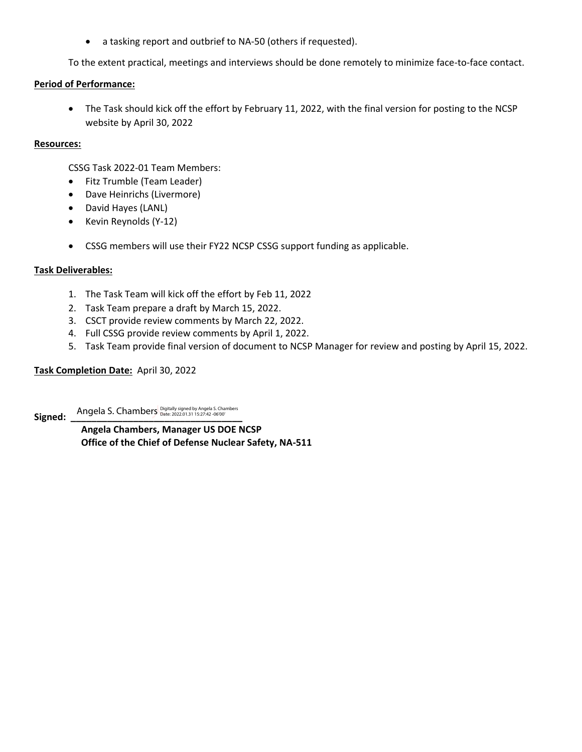- a tasking report and outbrief to NA-50 (others if requested).

To the extent practical, meetings and interviews should be done remotely to minimize face-to-face contact.

**Period of Performance:**

- The Task should kick off the effort by February 11, 2022, with the final version for posting to the NCSP website by April 30, 2022

**Resources:**

CSSG Task 2022-01 Team Members:

- Fitz Trumble (Team Leader)
- Dave Heinrichs (Livermore)
- David Hayes (LANL)
- Kevin Reynolds (Y-12)

- CSSG members will use their FY22 NCSP CSSG support funding as applicable.

**Task Deliverables:**

1. The Task Team will kick off the effort by Feb 11, 2022
2. Task Team prepare a draft by March 15, 2022.
3. CSCT provide review comments by March 22, 2022.
4. Full CSSG provide review comments by April 1, 2022.
5. Task Team provide final version of document to NCSP Manager for review and posting by April 15, 2022.

**Task Completion Date:** April 30, 2022

**Signed:** Angela S. Chambers Digitally signed by Angela S. Chambers Date: 2022.01.31 15:27:42 -06'00'

**Angela Chambers, Manager US DOE NCSP**
**Office of the Chief of Defense Nuclear Safety, NA-511**